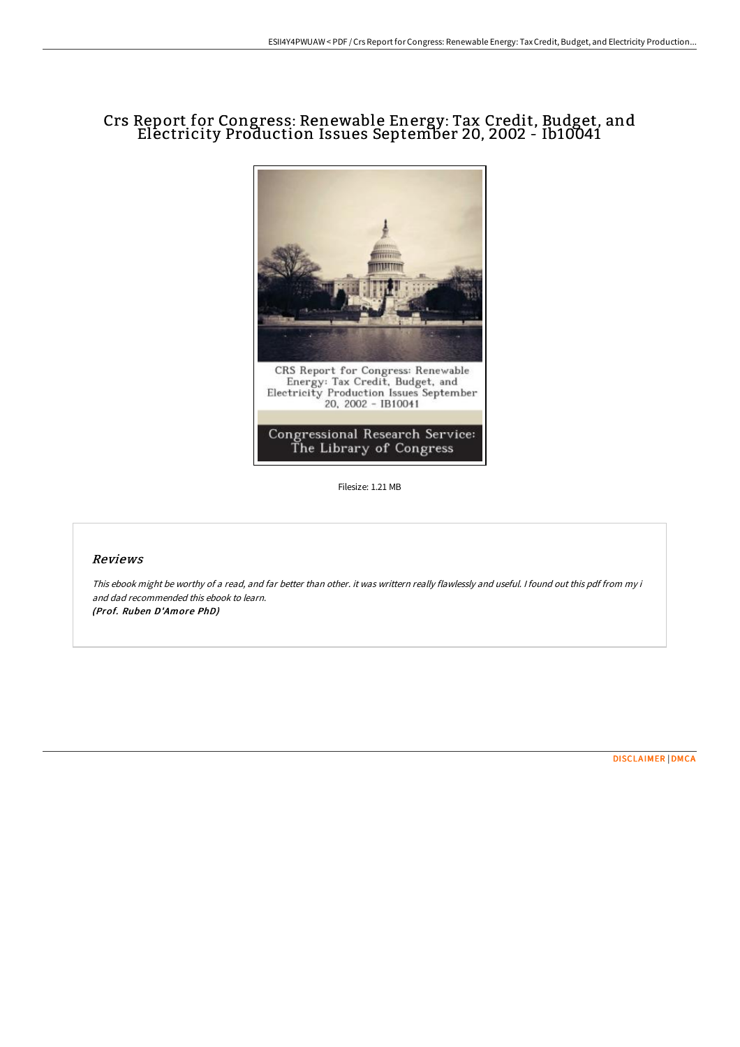# Crs Report for Congress: Renewable Energy: Tax Credit, Budget, and Electricity Production Issues September 20, 2002 - Ib10041

Filesize: 1.21 MB

## Reviews

*This ebook might be worthy of a read, and far better than other. it was writtern really flawlessly and useful. I found out this pdf from my i and dad recommended this ebook to learn.*
*(Prof. Ruben D'Amore PhD)*

DISCLAIMER | DMCA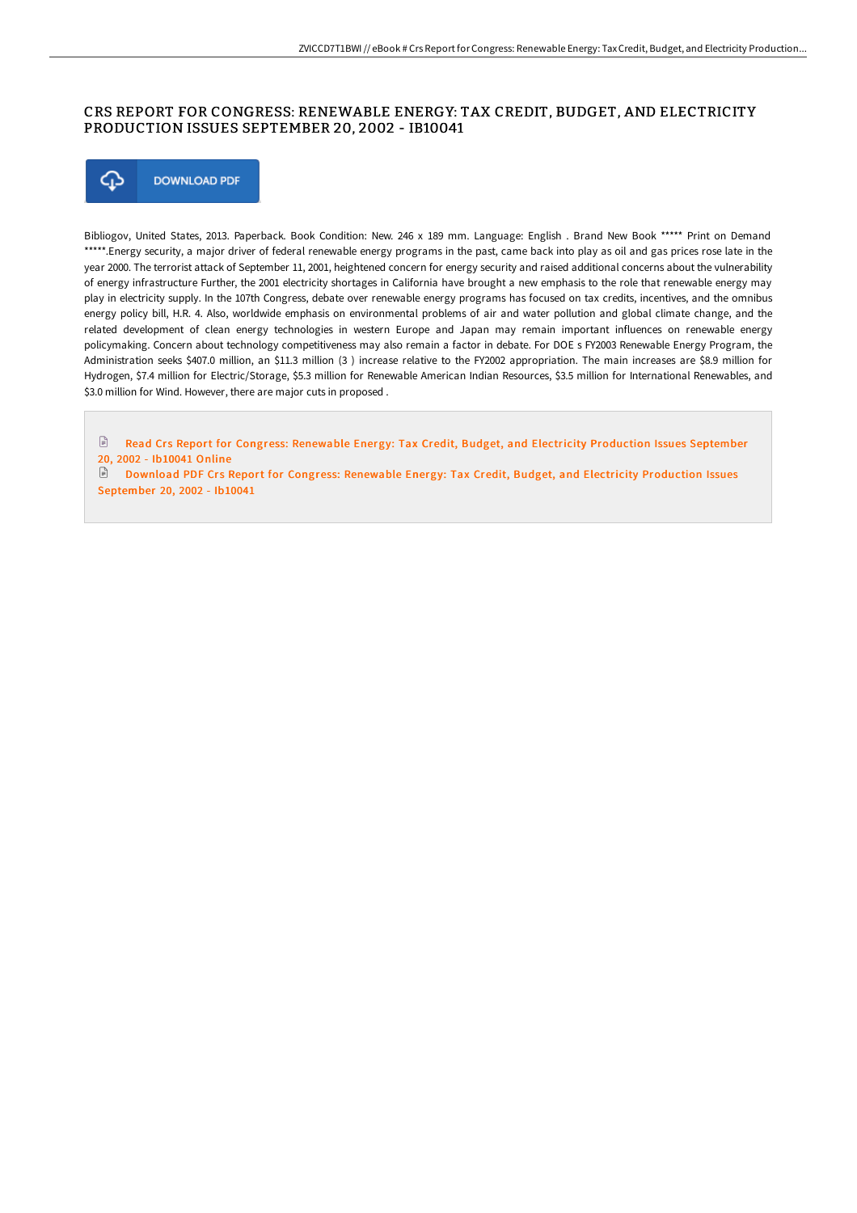# CRS REPORT FOR CONGRESS: RENEWABLE ENERGY: TAX CREDIT, BUDGET, AND ELECTRICITY PRODUCTION ISSUES SEPTEMBER 20, 2002 - IB10041

DOWNLOAD PDF

Bibliogov, United States, 2013. Paperback. Book Condition: New. 246 x 189 mm. Language: English . Brand New Book ***** Print on Demand *****.Energy security, a major driver of federal renewable energy programs in the past, came back into play as oil and gas prices rose late in the year 2000. The terrorist attack of September 11, 2001, heightened concern for energy security and raised additional concerns about the vulnerability of energy infrastructure Further, the 2001 electricity shortages in California have brought a new emphasis to the role that renewable energy may play in electricity supply. In the 107th Congress, debate over renewable energy programs has focused on tax credits, incentives, and the omnibus energy policy bill, H.R. 4. Also, worldwide emphasis on environmental problems of air and water pollution and global climate change, and the related development of clean energy technologies in western Europe and Japan may remain important influences on renewable energy policymaking. Concern about technology competitiveness may also remain a factor in debate. For DOE s FY2003 Renewable Energy Program, the Administration seeks $407.0 million, an $11.3 million (3 ) increase relative to the FY2002 appropriation. The main increases are $8.9 million for Hydrogen, $7.4 million for Electric/Storage, $5.3 million for Renewable American Indian Resources, $3.5 million for International Renewables, and $3.0 million for Wind. However, there are major cuts in proposed .

Read Crs Report for Congress: Renewable Energy: Tax Credit, Budget, and Electricity Production Issues September 20, 2002 - Ib10041 Online

Download PDF Crs Report for Congress: Renewable Energy: Tax Credit, Budget, and Electricity Production Issues September 20, 2002 - Ib10041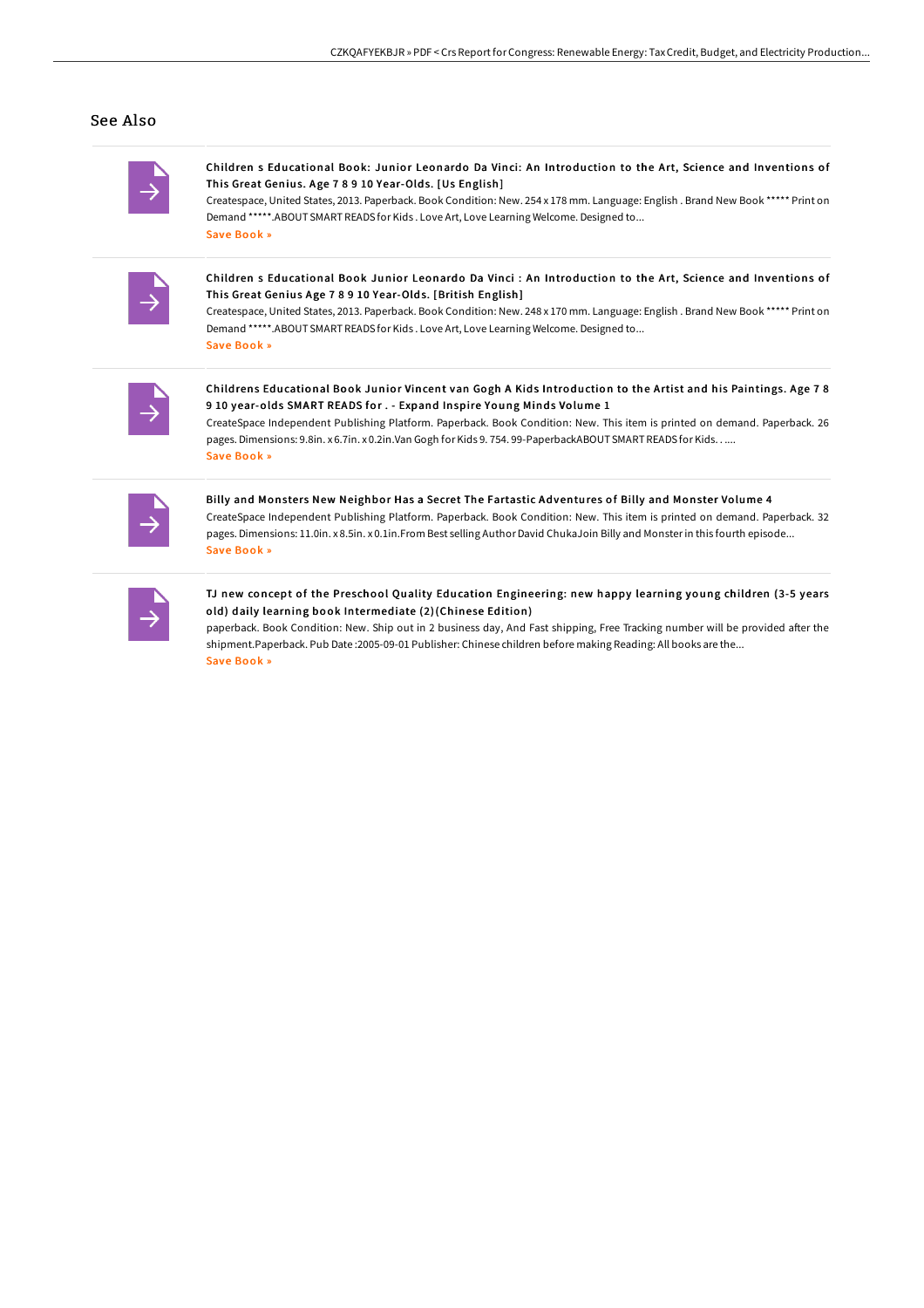## See Also

**Children s Educational Book: Junior Leonardo Da Vinci: An Introduction to the Art, Science and Inventions of This Great Genius. Age 7 8 9 10 Year-Olds. [Us English]**

Createspace, United States, 2013. Paperback. Book Condition: New. 254 x 178 mm. Language: English . Brand New Book ***** Print on Demand *****.ABOUT SMART READS for Kids . Love Art, Love Learning Welcome. Designed to...

Save Book »

**Children s Educational Book Junior Leonardo Da Vinci : An Introduction to the Art, Science and Inventions of This Great Genius Age 7 8 9 10 Year-Olds. [British English]**

Createspace, United States, 2013. Paperback. Book Condition: New. 248 x 170 mm. Language: English . Brand New Book ***** Print on Demand *****.ABOUT SMART READS for Kids . Love Art, Love Learning Welcome. Designed to...

Save Book »

**Childrens Educational Book Junior Vincent van Gogh A Kids Introduction to the Artist and his Paintings. Age 7 8 9 10 year-olds SMART READS for . - Expand Inspire Young Minds Volume 1**

CreateSpace Independent Publishing Platform. Paperback. Book Condition: New. This item is printed on demand. Paperback. 26 pages. Dimensions: 9.8in. x 6.7in. x 0.2in.Van Gogh for Kids 9. 754. 99-PaperbackABOUT SMART READS for Kids. . ....

Save Book »

**Billy and Monsters New Neighbor Has a Secret The Fartastic Adventures of Billy and Monster Volume 4**

CreateSpace Independent Publishing Platform. Paperback. Book Condition: New. This item is printed on demand. Paperback. 32 pages. Dimensions: 11.0in. x 8.5in. x 0.1in.From Best selling Author David ChukaJoin Billy and Monster in this fourth episode...

Save Book »

**TJ new concept of the Preschool Quality Education Engineering: new happy learning young children (3-5 years old) daily learning book Intermediate (2)(Chinese Edition)**

paperback. Book Condition: New. Ship out in 2 business day, And Fast shipping, Free Tracking number will be provided after the shipment.Paperback. Pub Date :2005-09-01 Publisher: Chinese children before making Reading: All books are the...

Save Book »